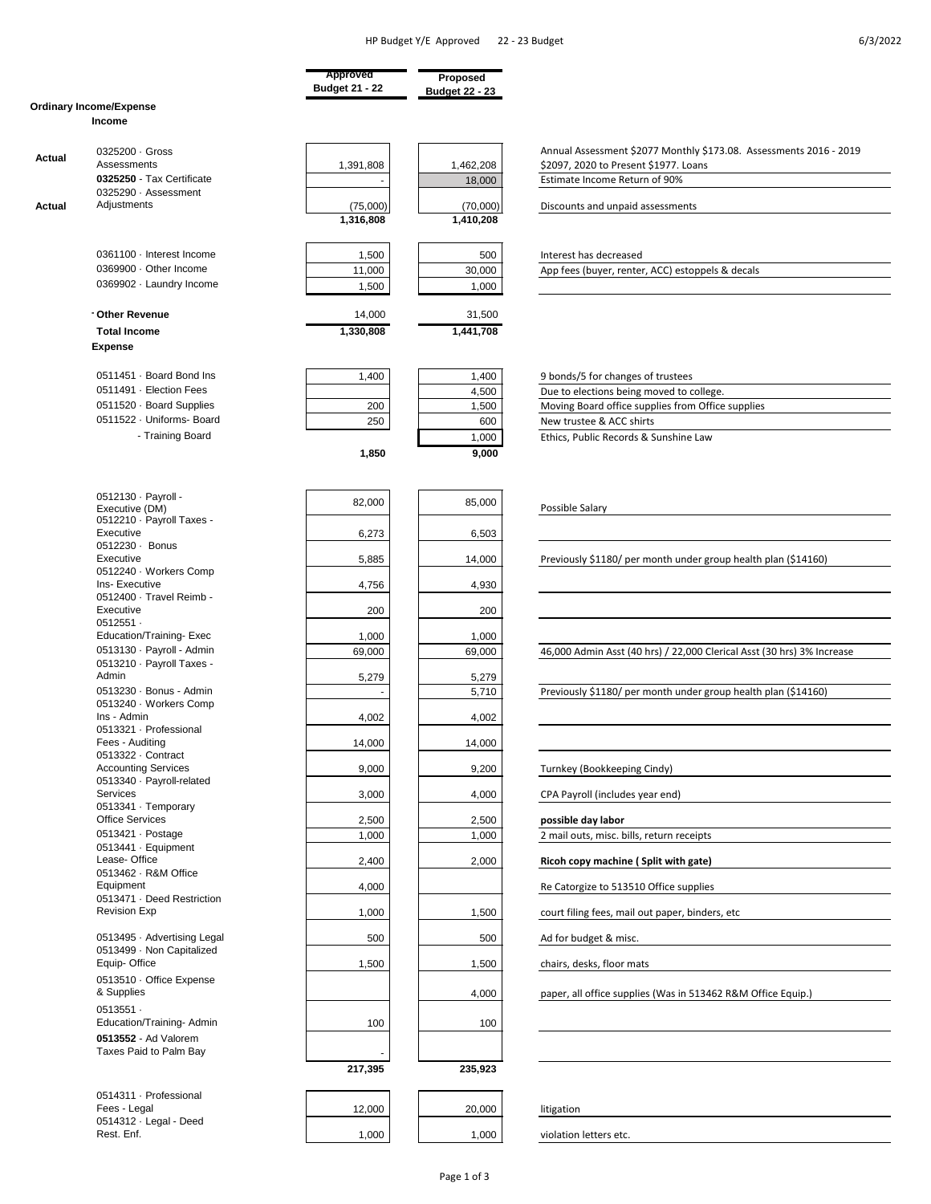HP Budget Y/E Approved 22 - 23 Budget

6/3/2022

| | | Approved Budget 21 - 22 | Proposed Budget 22 - 23 | |
|---|---|---|---|---|
| **Ordinary Income/Expense** | | | | |
| | **Income** | | | |
| **Actual** | 0325200 · Gross Assessments | 1,391,808 | 1,462,208 | Annual Assessment $2077 Monthly $173.08. Assessments 2016 - 2019 $2097, 2020 to Present $1977. Loans |
| | **0325250** - Tax Certificate | - | 18,000 | Estimate Income Return of 90% |
| **Actual** | 0325290 · Assessment Adjustments | (75,000) | (70,000) | Discounts and unpaid assessments |
| | | **1,316,808** | **1,410,208** | |
| | 0361100 · Interest Income | 1,500 | 500 | Interest has decreased |
| | 0369900 · Other Income | 11,000 | 30,000 | App fees (buyer, renter, ACC) estoppels & decals |
| | 0369902 · Laundry Income | 1,500 | 1,000 | |
| | **Other Revenue** | 14,000 | 31,500 | |
| | **Total Income** | **1,330,808** | **1,441,708** | |
| | **Expense** | | | |
| | 0511451 · Board Bond Ins | 1,400 | 1,400 | 9 bonds/5 for changes of trustees |
| | 0511491 · Election Fees | | 4,500 | Due to elections being moved to college. |
| | 0511520 · Board Supplies | 200 | 1,500 | Moving Board office supplies from Office supplies |
| | 0511522 · Uniforms- Board | 250 | 600 | New trustee & ACC shirts |
| | - Training Board | | 1,000 | Ethics, Public Records & Sunshine Law |
| | | **1,850** | **9,000** | |
| | 0512130 · Payroll - Executive (DM) | 82,000 | 85,000 | Possible Salary |
| | 0512210 · Payroll Taxes - Executive | 6,273 | 6,503 | |
| | 0512230 · Bonus Executive | 5,885 | 14,000 | Previously $1180/ per month under group health plan ($14160) |
| | 0512240 · Workers Comp Ins- Executive | 4,756 | 4,930 | |
| | 0512400 · Travel Reimb - Executive | 200 | 200 | |
| | 0512551 · Education/Training- Exec | 1,000 | 1,000 | |
| | 0513130 · Payroll - Admin | 69,000 | 69,000 | 46,000 Admin Asst (40 hrs) / 22,000 Clerical Asst (30 hrs) 3% Increase |
| | 0513210 · Payroll Taxes - Admin | 5,279 | 5,279 | |
| | 0513230 · Bonus - Admin | - | 5,710 | Previously $1180/ per month under group health plan ($14160) |
| | 0513240 · Workers Comp Ins - Admin | 4,002 | 4,002 | |
| | 0513321 · Professional Fees - Auditing | 14,000 | 14,000 | |
| | 0513322 · Contract Accounting Services | 9,000 | 9,200 | Turnkey (Bookkeeping Cindy) |
| | 0513340 · Payroll-related Services | 3,000 | 4,000 | CPA Payroll (includes year end) |
| | 0513341 · Temporary Office Services | 2,500 | 2,500 | **possible day labor** |
| | 0513421 · Postage | 1,000 | 1,000 | 2 mail outs, misc. bills, return receipts |
| | 0513441 · Equipment Lease- Office | 2,400 | 2,000 | **Ricoh copy machine ( Split with gate)** |
| | 0513462 · R&M Office Equipment | 4,000 | | Re Catorgize to 513510 Office supplies |
| | 0513471 · Deed Restriction Revision Exp | 1,000 | 1,500 | court filing fees, mail out paper, binders, etc |
| | 0513495 · Advertising Legal | 500 | 500 | Ad for budget & misc. |
| | 0513499 · Non Capitalized Equip- Office | 1,500 | 1,500 | chairs, desks, floor mats |
| | 0513510 · Office Expense & Supplies | | 4,000 | paper, all office supplies (Was in 513462 R&M Office Equip.) |
| | 0513551 · Education/Training- Admin | 100 | 100 | |
| | **0513552** - Ad Valorem Taxes Paid to Palm Bay | - | | |
| | | **217,395** | **235,923** | |
| | 0514311 · Professional Fees - Legal | 12,000 | 20,000 | litigation |
| | 0514312 · Legal - Deed Rest. Enf. | 1,000 | 1,000 | violation letters etc. |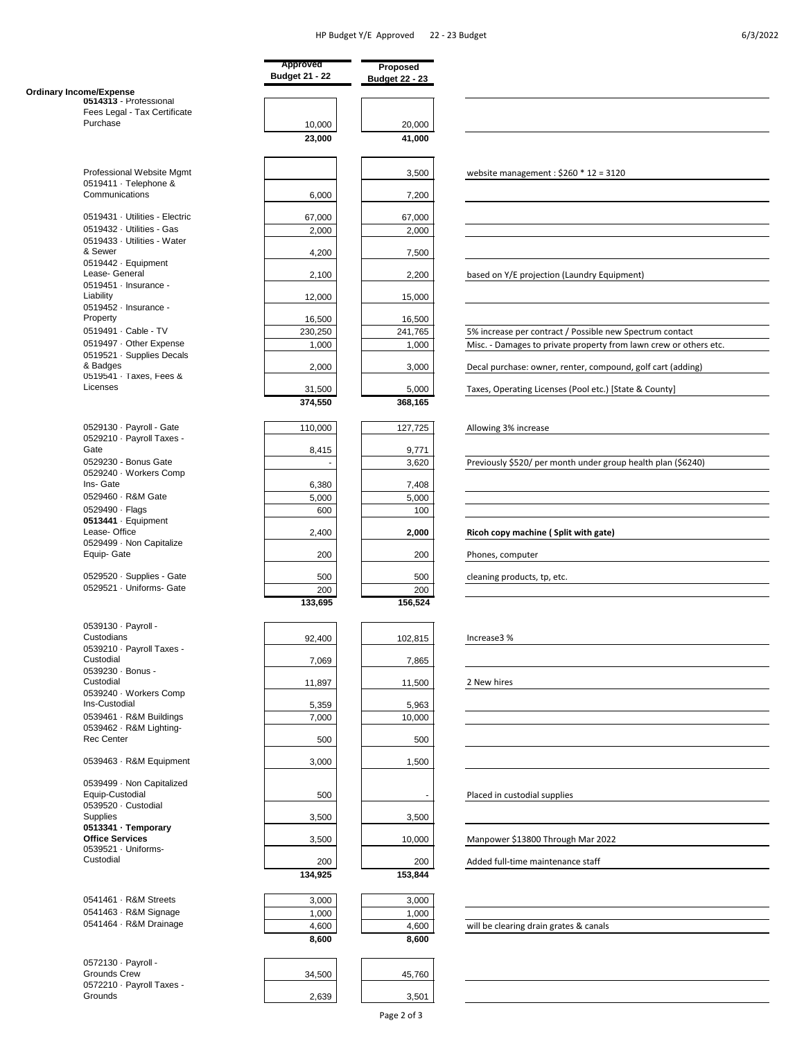| | Approved Budget 21 - 22 | Proposed Budget 22 - 23 | |
|---|---|---|---|
| **Ordinary Income/Expense** | | | |
| **0514313** - Professional Fees Legal - Tax Certificate Purchase | 10,000 | 20,000 | |
| | **23,000** | **41,000** | |
| Professional Website Mgmt | | 3,500 | website management : $260 * 12 = 3120 |
| 0519411 · Telephone & Communications | 6,000 | 7,200 | |
| 0519431 · Utilities - Electric | 67,000 | 67,000 | |
| 0519432 · Utilities - Gas | 2,000 | 2,000 | |
| 0519433 · Utilities - Water & Sewer | 4,200 | 7,500 | |
| 0519442 · Equipment Lease- General | 2,100 | 2,200 | based on Y/E projection (Laundry Equipment) |
| 0519451 · Insurance - Liability | 12,000 | 15,000 | |
| 0519452 · Insurance - Property | 16,500 | 16,500 | |
| 0519491 · Cable - TV | 230,250 | 241,765 | 5% increase per contract / Possible new Spectrum contact |
| 0519497 · Other Expense | 1,000 | 1,000 | Misc. - Damages to private property from lawn crew or others etc. |
| 0519521 · Supplies Decals & Badges | 2,000 | 3,000 | Decal purchase: owner, renter, compound, golf cart (adding) |
| 0519541 · Taxes, Fees & Licenses | 31,500 | 5,000 | Taxes, Operating Licenses (Pool etc.) [State & County] |
| | **374,550** | **368,165** | |
| 0529130 · Payroll - Gate | 110,000 | 127,725 | Allowing 3% increase |
| 0529210 · Payroll Taxes - Gate | 8,415 | 9,771 | |
| 0529230 - Bonus Gate | - | 3,620 | Previously $520/ per month under group health plan ($6240) |
| 0529240 · Workers Comp Ins- Gate | 6,380 | 7,408 | |
| 0529460 · R&M Gate | 5,000 | 5,000 | |
| 0529490 · Flags | 600 | 100 | |
| **0513441** · Equipment Lease- Office | 2,400 | **2,000** | **Ricoh copy machine ( Split with gate)** |
| 0529499 · Non Capitalize Equip- Gate | 200 | 200 | Phones, computer |
| 0529520 · Supplies - Gate | 500 | 500 | cleaning products, tp, etc. |
| 0529521 · Uniforms- Gate | 200 | 200 | |
| | **133,695** | **156,524** | |
| 0539130 · Payroll - Custodians | 92,400 | 102,815 | Increase3 % |
| 0539210 · Payroll Taxes - Custodial | 7,069 | 7,865 | |
| 0539230 · Bonus - Custodial | 11,897 | 11,500 | 2 New hires |
| 0539240 · Workers Comp Ins-Custodial | 5,359 | 5,963 | |
| 0539461 · R&M Buildings | 7,000 | 10,000 | |
| 0539462 · R&M Lighting-Rec Center | 500 | 500 | |
| 0539463 · R&M Equipment | 3,000 | 1,500 | |
| 0539499 · Non Capitalized Equip-Custodial | 500 | - | Placed in custodial supplies |
| 0539520 · Custodial Supplies | 3,500 | 3,500 | |
| **0513341 · Temporary Office Services** | 3,500 | 10,000 | Manpower $13800 Through Mar 2022 |
| 0539521 · Uniforms-Custodial | 200 | 200 | Added full-time maintenance staff |
| | **134,925** | **153,844** | |
| 0541461 · R&M Streets | 3,000 | 3,000 | |
| 0541463 · R&M Signage | 1,000 | 1,000 | |
| 0541464 · R&M Drainage | 4,600 | 4,600 | will be clearing drain grates & canals |
| | **8,600** | **8,600** | |
| 0572130 · Payroll - Grounds Crew | 34,500 | 45,760 | |
| 0572210 · Payroll Taxes - Grounds | 2,639 | 3,501 | |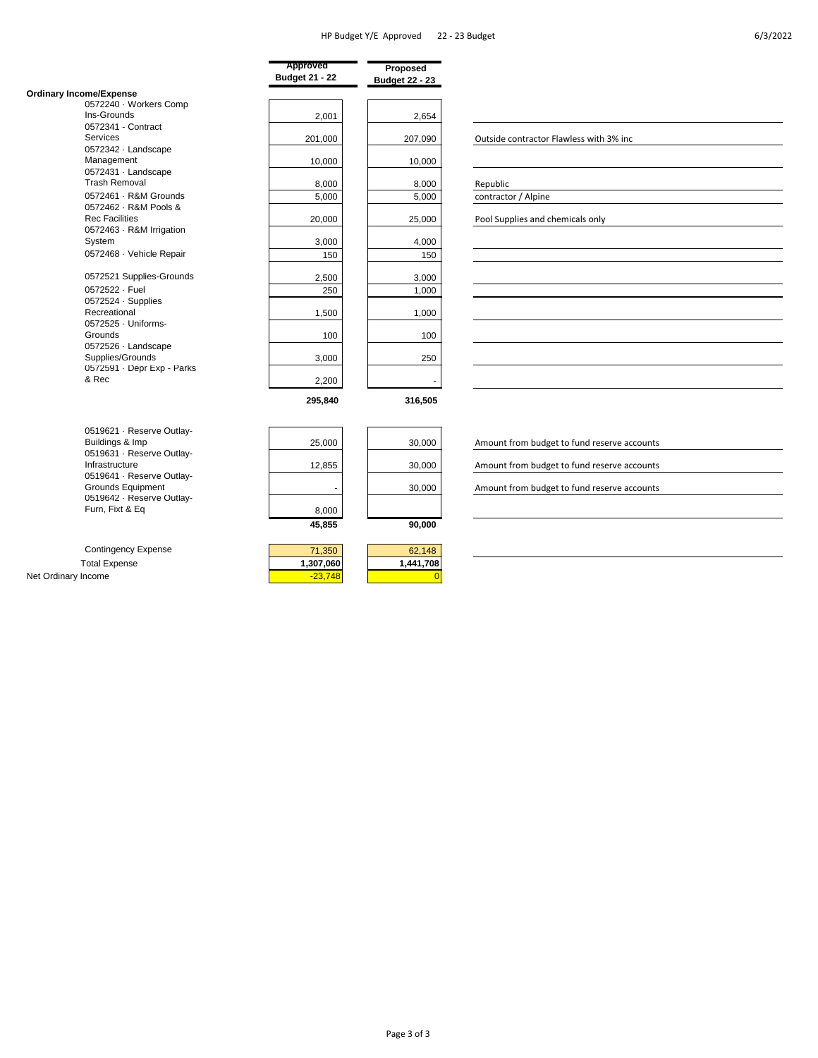| | Approved Budget 21 - 22 | Proposed Budget 22 - 23 | |
|---|---|---|---|
| **Ordinary Income/Expense** | | | |
| 0572240 · Workers Comp Ins-Grounds | 2,001 | 2,654 | |
| 0572341 - Contract Services | 201,000 | 207,090 | Outside contractor Flawless with 3% inc |
| 0572342 · Landscape Management | 10,000 | 10,000 | |
| 0572431 · Landscape Trash Removal | 8,000 | 8,000 | Republic |
| 0572461 · R&M Grounds | 5,000 | 5,000 | contractor / Alpine |
| 0572462 · R&M Pools & Rec Facilities | 20,000 | 25,000 | Pool Supplies and chemicals only |
| 0572463 · R&M Irrigation System | 3,000 | 4,000 | |
| 0572468 · Vehicle Repair | 150 | 150 | |
| 0572521 Supplies-Grounds | 2,500 | 3,000 | |
| 0572522 · Fuel | 250 | 1,000 | |
| 0572524 · Supplies Recreational | 1,500 | 1,000 | |
| 0572525 · Uniforms-Grounds | 100 | 100 | |
| 0572526 · Landscape Supplies/Grounds | 3,000 | 250 | |
| 0572591 · Depr Exp - Parks & Rec | 2,200 | - | |
| | **295,840** | **316,505** | |
| 0519621 · Reserve Outlay-Buildings & Imp | 25,000 | 30,000 | Amount from budget to fund reserve accounts |
| 0519631 · Reserve Outlay-Infrastructure | 12,855 | 30,000 | Amount from budget to fund reserve accounts |
| 0519641 · Reserve Outlay-Grounds Equipment | - | 30,000 | Amount from budget to fund reserve accounts |
| 0519642 · Reserve Outlay-Furn, Fixt & Eq | 8,000 | | |
| | **45,855** | **90,000** | |
| Contingency Expense | 71,350 | 62,148 | |
| Total Expense | **1,307,060** | **1,441,708** | |
| Net Ordinary Income | -23,748 | 0 | |